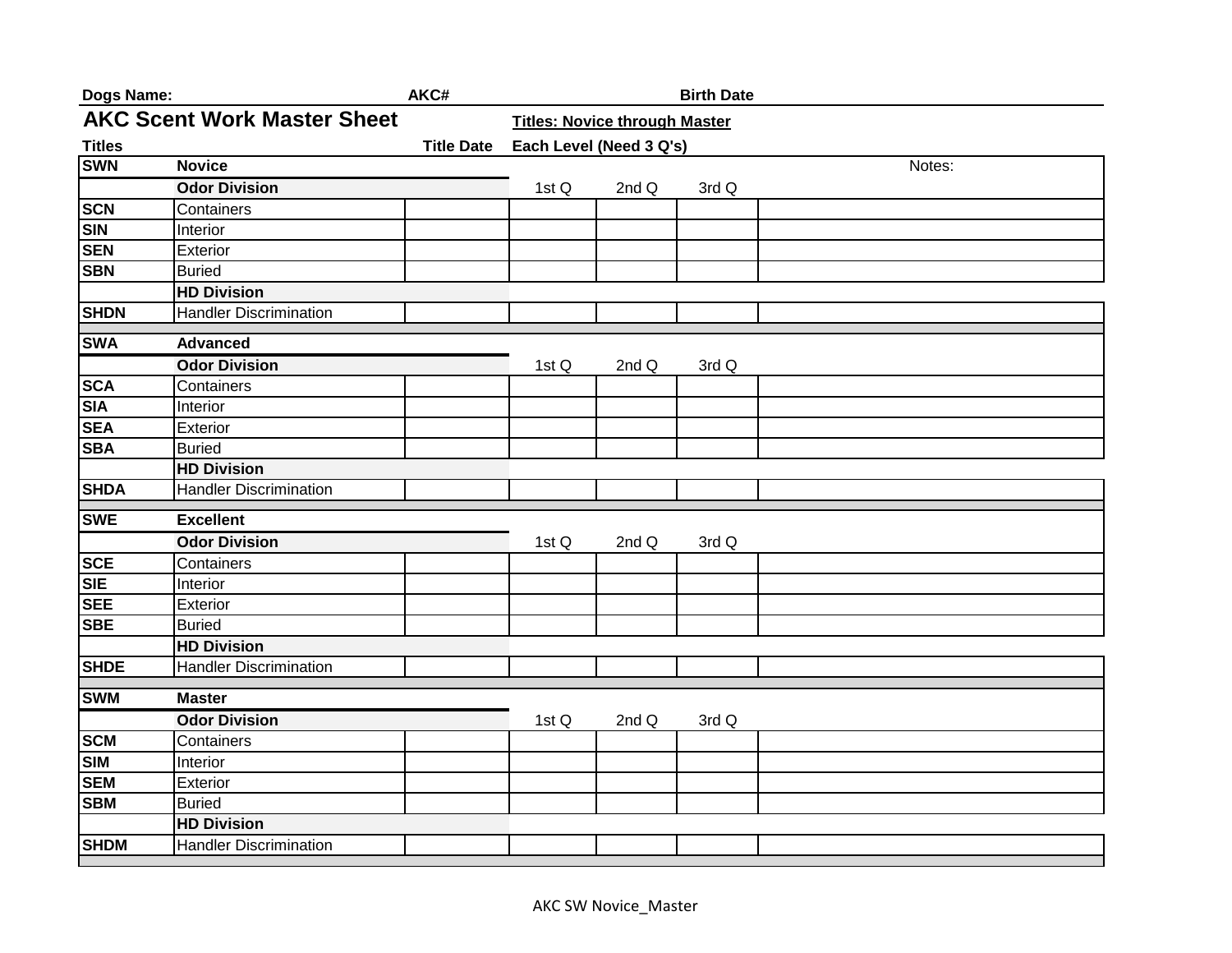**Dogs Name:** **AKC#** **Birth Date**

# AKC Scent Work Master Sheet

**Titles: Novice through Master**

| Titles | | Title Date | Each Level (Need 3 Q's) | | | Notes: |
|---|---|---|---|---|---|---|
| **SWN** | **Novice** | | | | | |
| | **Odor Division** | | 1st Q | 2nd Q | 3rd Q | |
| **SCN** | Containers | | | | | |
| **SIN** | Interior | | | | | |
| **SEN** | Exterior | | | | | |
| **SBN** | Buried | | | | | |
| | **HD Division** | | | | | |
| **SHDN** | Handler Discrimination | | | | | |
| **SWA** | **Advanced** | | | | | |
| | **Odor Division** | | 1st Q | 2nd Q | 3rd Q | |
| **SCA** | Containers | | | | | |
| **SIA** | Interior | | | | | |
| **SEA** | Exterior | | | | | |
| **SBA** | Buried | | | | | |
| | **HD Division** | | | | | |
| **SHDA** | Handler Discrimination | | | | | |
| **SWE** | **Excellent** | | | | | |
| | **Odor Division** | | 1st Q | 2nd Q | 3rd Q | |
| **SCE** | Containers | | | | | |
| **SIE** | Interior | | | | | |
| **SEE** | Exterior | | | | | |
| **SBE** | Buried | | | | | |
| | **HD Division** | | | | | |
| **SHDE** | Handler Discrimination | | | | | |
| **SWM** | **Master** | | | | | |
| | **Odor Division** | | 1st Q | 2nd Q | 3rd Q | |
| **SCM** | Containers | | | | | |
| **SIM** | Interior | | | | | |
| **SEM** | Exterior | | | | | |
| **SBM** | Buried | | | | | |
| | **HD Division** | | | | | |
| **SHDM** | Handler Discrimination | | | | | |

AKC SW Novice_Master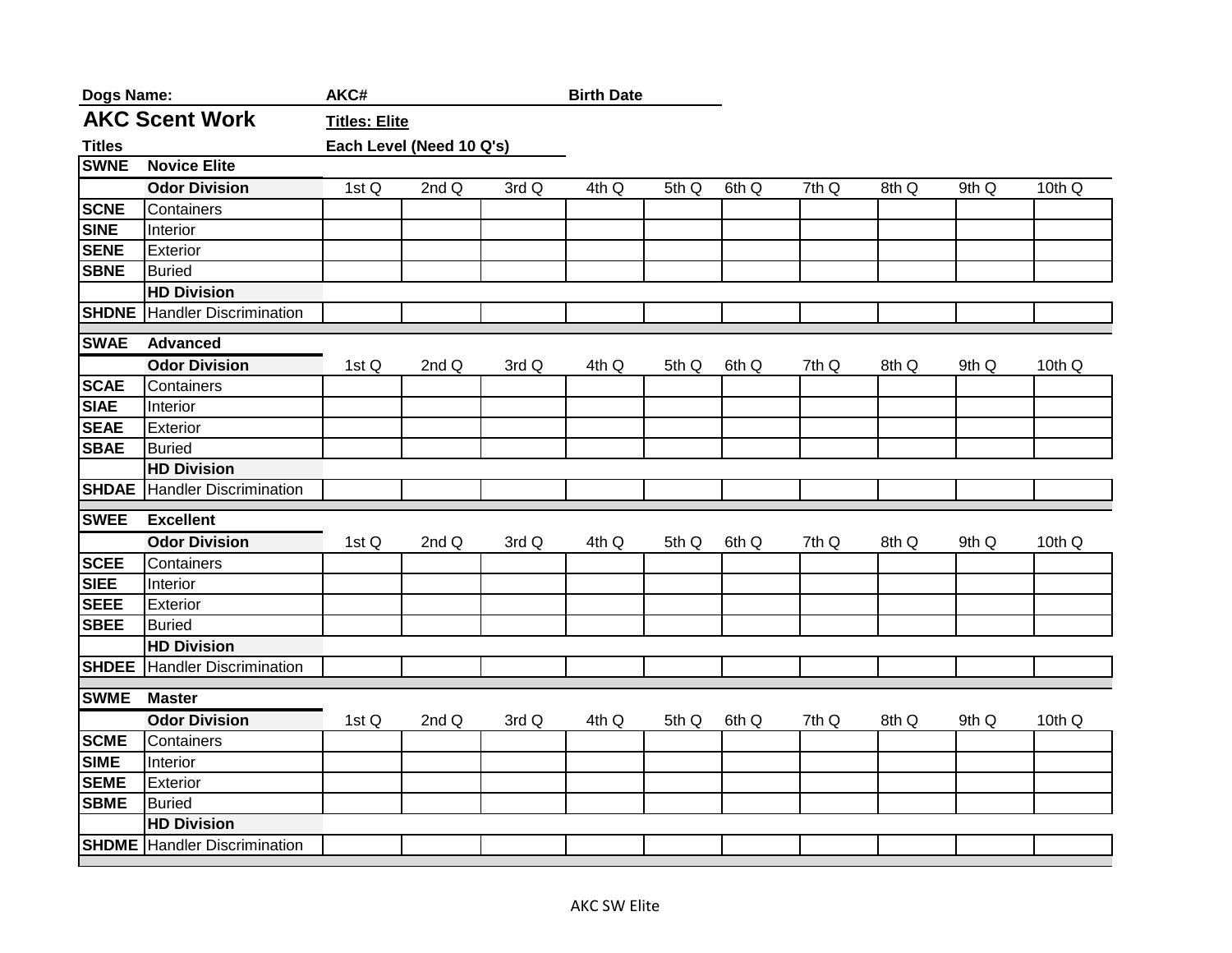| Dogs Name: | | AKC# | | | Birth Date | | | | | | |
|---|---|---|---|---|---|---|---|---|---|---|---|

# AKC Scent Work

**Titles: Elite**

**Titles** | **Each Level (Need 10 Q's)**

| | | 1st Q | 2nd Q | 3rd Q | 4th Q | 5th Q | 6th Q | 7th Q | 8th Q | 9th Q | 10th Q |
|---|---|---|---|---|---|---|---|---|---|---|---|
| **SWNE** | **Novice Elite** | | | | | | | | | | |
| | **Odor Division** | 1st Q | 2nd Q | 3rd Q | 4th Q | 5th Q | 6th Q | 7th Q | 8th Q | 9th Q | 10th Q |
| **SCNE** | Containers | | | | | | | | | | |
| **SINE** | Interior | | | | | | | | | | |
| **SENE** | Exterior | | | | | | | | | | |
| **SBNE** | Buried | | | | | | | | | | |
| | **HD Division** | | | | | | | | | | |
| **SHDNE** | Handler Discrimination | | | | | | | | | | |
| **SWAE** | **Advanced** | | | | | | | | | | |
| | **Odor Division** | 1st Q | 2nd Q | 3rd Q | 4th Q | 5th Q | 6th Q | 7th Q | 8th Q | 9th Q | 10th Q |
| **SCAE** | Containers | | | | | | | | | | |
| **SIAE** | Interior | | | | | | | | | | |
| **SEAE** | Exterior | | | | | | | | | | |
| **SBAE** | Buried | | | | | | | | | | |
| | **HD Division** | | | | | | | | | | |
| **SHDAE** | Handler Discrimination | | | | | | | | | | |
| **SWEE** | **Excellent** | | | | | | | | | | |
| | **Odor Division** | 1st Q | 2nd Q | 3rd Q | 4th Q | 5th Q | 6th Q | 7th Q | 8th Q | 9th Q | 10th Q |
| **SCEE** | Containers | | | | | | | | | | |
| **SIEE** | Interior | | | | | | | | | | |
| **SEEE** | Exterior | | | | | | | | | | |
| **SBEE** | Buried | | | | | | | | | | |
| | **HD Division** | | | | | | | | | | |
| **SHDEE** | Handler Discrimination | | | | | | | | | | |
| **SWME** | **Master** | | | | | | | | | | |
| | **Odor Division** | 1st Q | 2nd Q | 3rd Q | 4th Q | 5th Q | 6th Q | 7th Q | 8th Q | 9th Q | 10th Q |
| **SCME** | Containers | | | | | | | | | | |
| **SIME** | Interior | | | | | | | | | | |
| **SEME** | Exterior | | | | | | | | | | |
| **SBME** | Buried | | | | | | | | | | |
| | **HD Division** | | | | | | | | | | |
| **SHDME** | Handler Discrimination | | | | | | | | | | |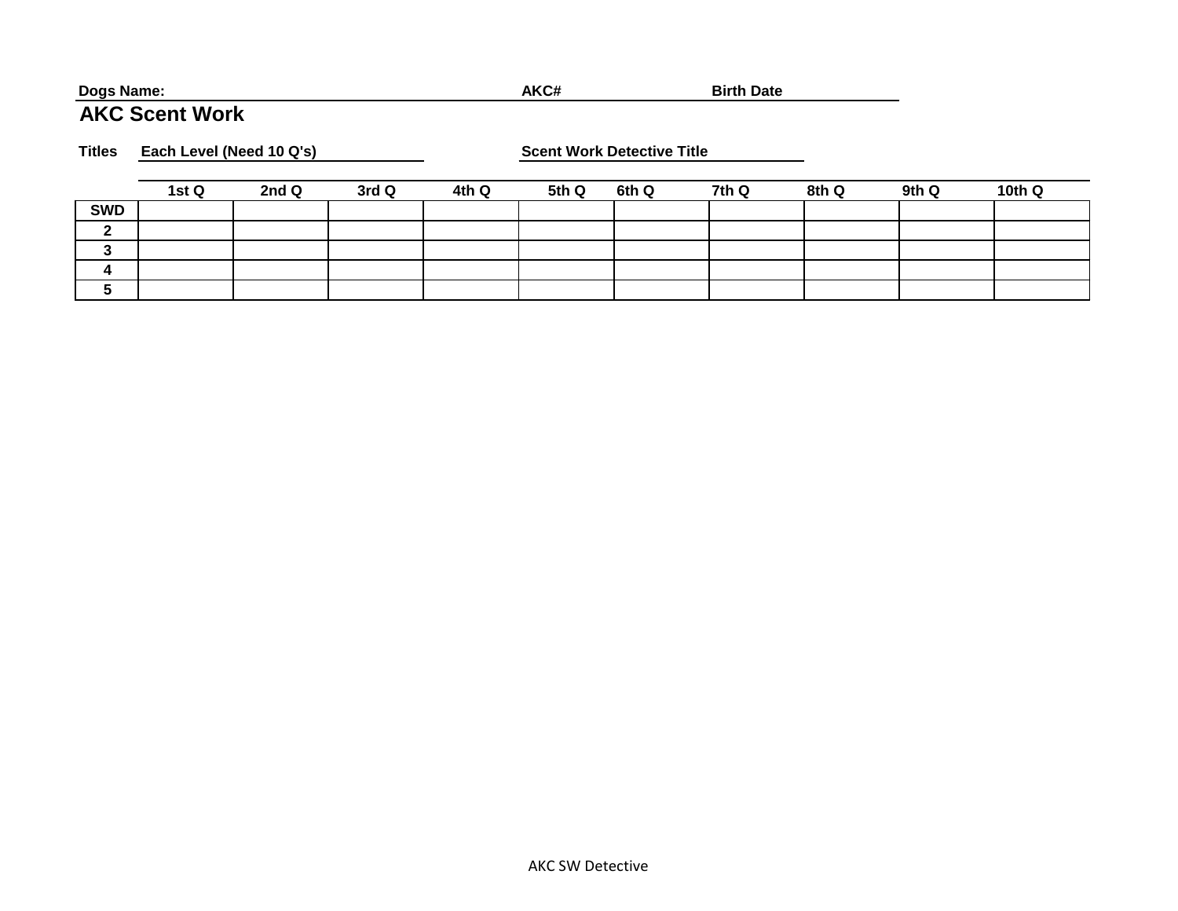**Dogs Name:** AKC# Birth Date

# AKC Scent Work

**Titles** **Each Level (Need 10 Q's)** **Scent Work Detective Title**

| | 1st Q | 2nd Q | 3rd Q | 4th Q | 5th Q | 6th Q | 7th Q | 8th Q | 9th Q | 10th Q |
|---|---|---|---|---|---|---|---|---|---|---|
| SWD | | | | | | | | | | |
| 2 | | | | | | | | | | |
| 3 | | | | | | | | | | |
| 4 | | | | | | | | | | |
| 5 | | | | | | | | | | |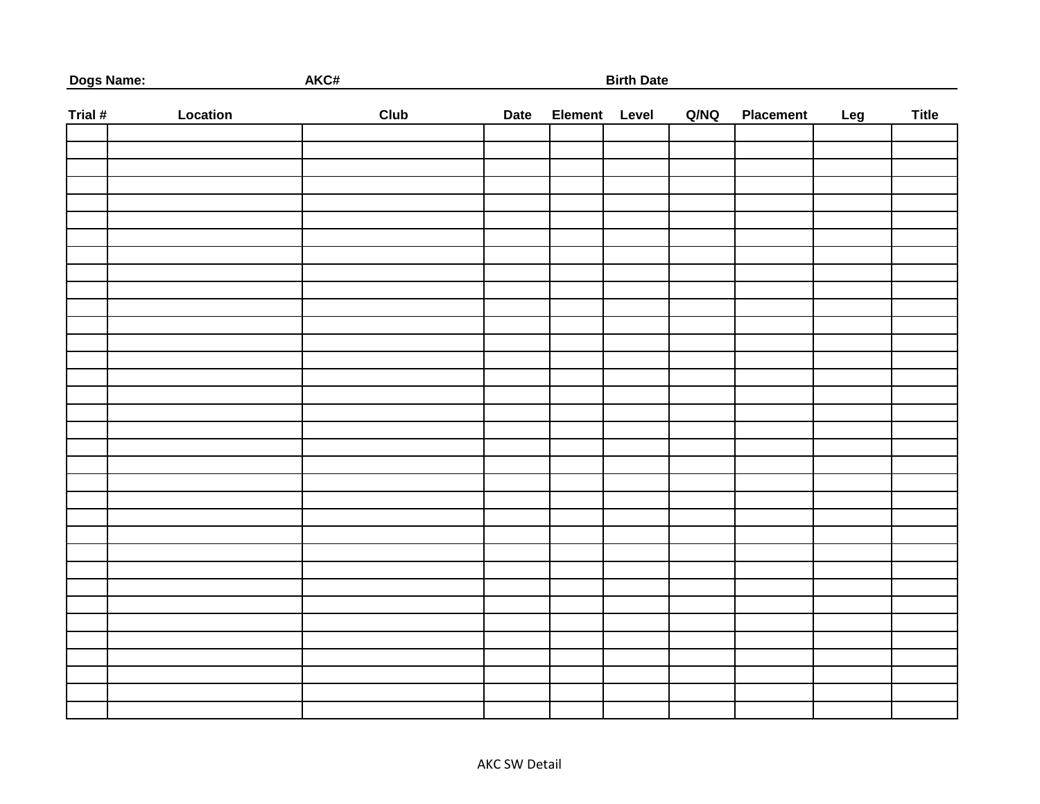**Dogs Name:** **AKC#** **Birth Date**

| Trial # | Location | Club | Date | Element | Level | Q/NQ | Placement | Leg | Title |
|---|---|---|---|---|---|---|---|---|---|
| | | | | | | | | | |
| | | | | | | | | | |
| | | | | | | | | | |
| | | | | | | | | | |
| | | | | | | | | | |
| | | | | | | | | | |
| | | | | | | | | | |
| | | | | | | | | | |
| | | | | | | | | | |
| | | | | | | | | | |
| | | | | | | | | | |
| | | | | | | | | | |
| | | | | | | | | | |
| | | | | | | | | | |
| | | | | | | | | | |
| | | | | | | | | | |
| | | | | | | | | | |
| | | | | | | | | | |
| | | | | | | | | | |
| | | | | | | | | | |
| | | | | | | | | | |
| | | | | | | | | | |
| | | | | | | | | | |
| | | | | | | | | | |
| | | | | | | | | | |
| | | | | | | | | | |
| | | | | | | | | | |
| | | | | | | | | | |
| | | | | | | | | | |
| | | | | | | | | | |
| | | | | | | | | | |
| | | | | | | | | | |
| | | | | | | | | | |
| | | | | | | | | | |

AKC SW Detail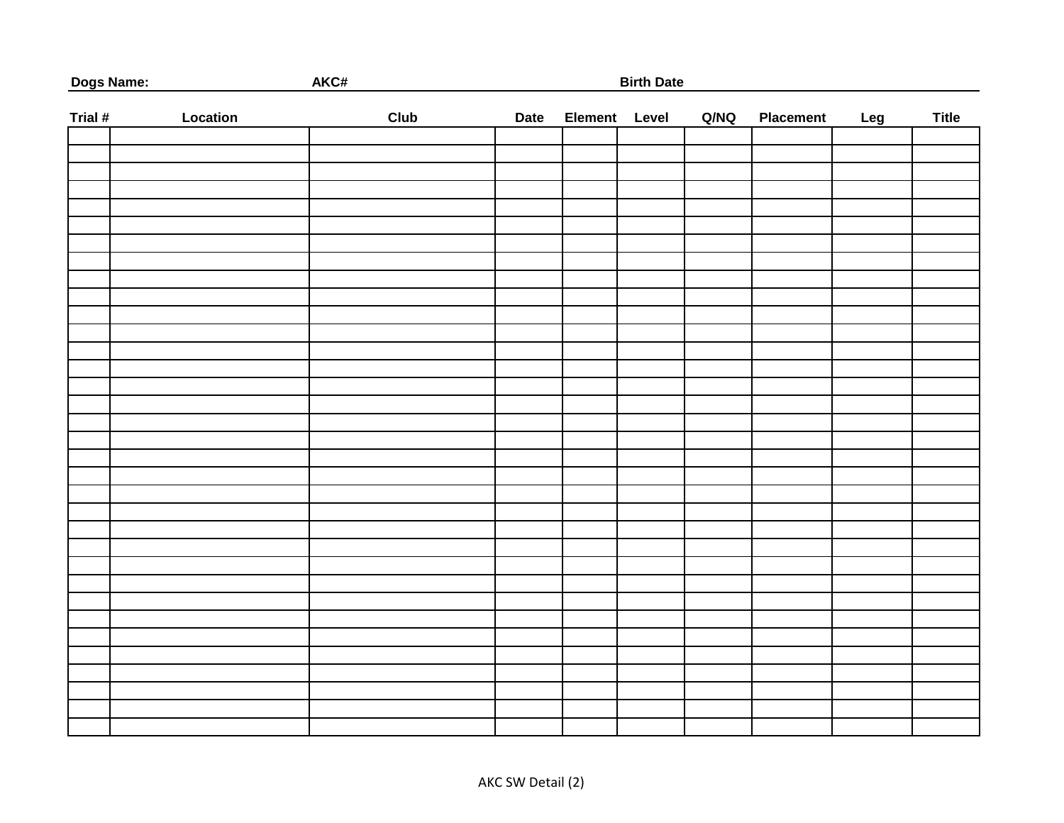**Dogs Name:** **AKC#** **Birth Date**

| Trial # | Location | Club | Date | Element | Level | Q/NQ | Placement | Leg | Title |
|---|---|---|---|---|---|---|---|---|---|
| | | | | | | | | | |
| | | | | | | | | | |
| | | | | | | | | | |
| | | | | | | | | | |
| | | | | | | | | | |
| | | | | | | | | | |
| | | | | | | | | | |
| | | | | | | | | | |
| | | | | | | | | | |
| | | | | | | | | | |
| | | | | | | | | | |
| | | | | | | | | | |
| | | | | | | | | | |
| | | | | | | | | | |
| | | | | | | | | | |
| | | | | | | | | | |
| | | | | | | | | | |
| | | | | | | | | | |
| | | | | | | | | | |
| | | | | | | | | | |
| | | | | | | | | | |
| | | | | | | | | | |
| | | | | | | | | | |
| | | | | | | | | | |
| | | | | | | | | | |
| | | | | | | | | | |
| | | | | | | | | | |
| | | | | | | | | | |
| | | | | | | | | | |
| | | | | | | | | | |
| | | | | | | | | | |
| | | | | | | | | | |
| | | | | | | | | | |
| | | | | | | | | | |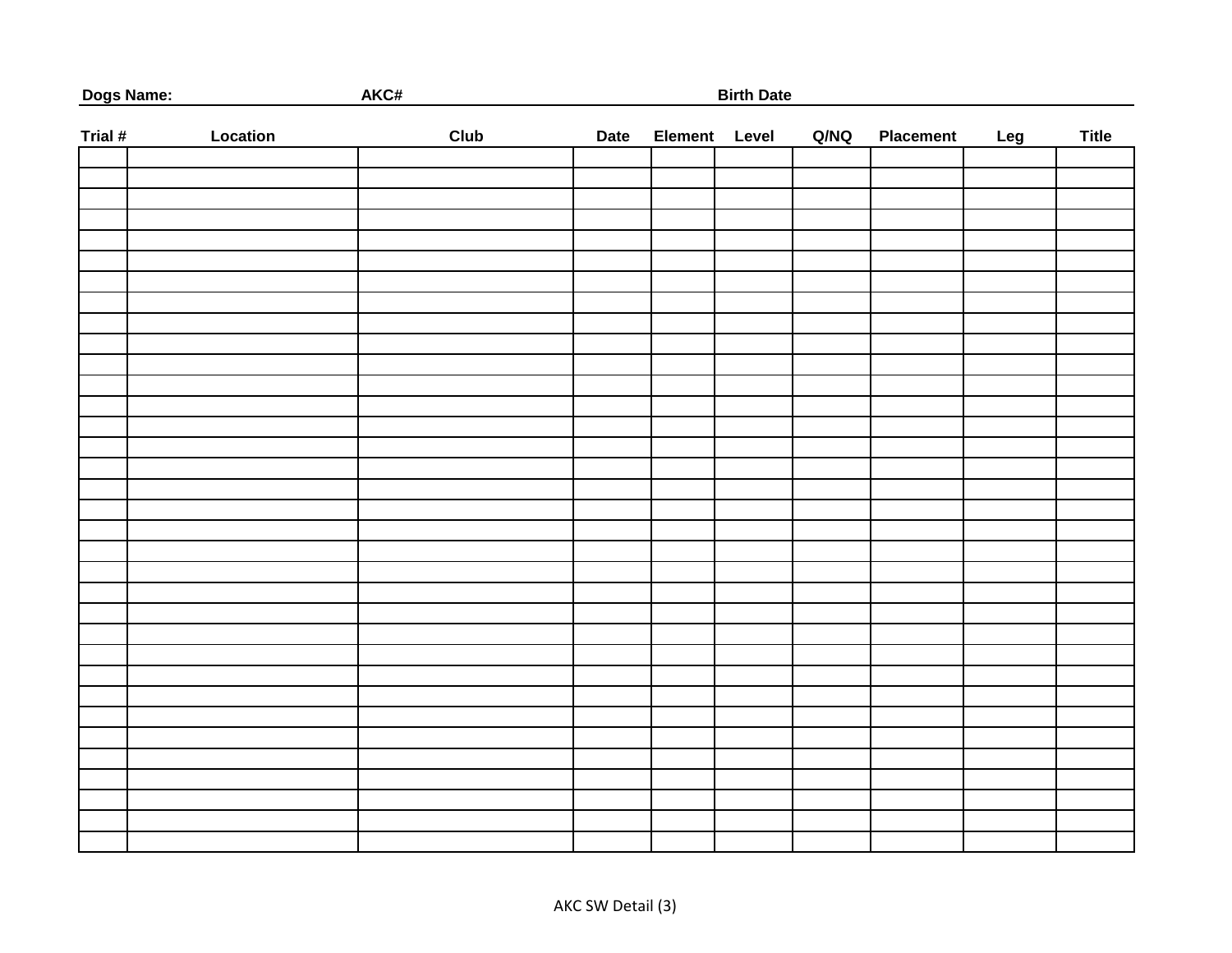**Dogs Name:** **AKC#** **Birth Date**

| Trial # | Location | Club | Date | Element | Level | Q/NQ | Placement | Leg | Title |
|---|---|---|---|---|---|---|---|---|---|
| | | | | | | | | | |
| | | | | | | | | | |
| | | | | | | | | | |
| | | | | | | | | | |
| | | | | | | | | | |
| | | | | | | | | | |
| | | | | | | | | | |
| | | | | | | | | | |
| | | | | | | | | | |
| | | | | | | | | | |
| | | | | | | | | | |
| | | | | | | | | | |
| | | | | | | | | | |
| | | | | | | | | | |
| | | | | | | | | | |
| | | | | | | | | | |
| | | | | | | | | | |
| | | | | | | | | | |
| | | | | | | | | | |
| | | | | | | | | | |
| | | | | | | | | | |
| | | | | | | | | | |
| | | | | | | | | | |
| | | | | | | | | | |
| | | | | | | | | | |
| | | | | | | | | | |
| | | | | | | | | | |
| | | | | | | | | | |
| | | | | | | | | | |
| | | | | | | | | | |
| | | | | | | | | | |
| | | | | | | | | | |
| | | | | | | | | | |
| | | | | | | | | | |